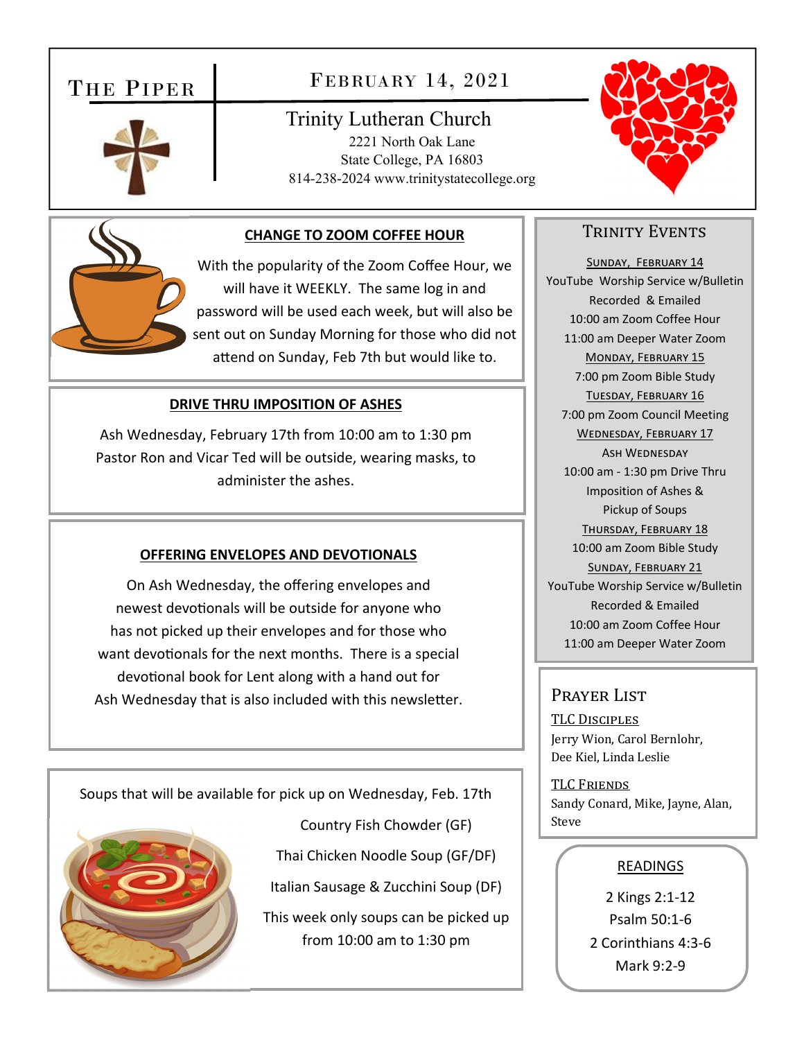# The Piper

## February 14, 2021

Trinity Lutheran Church
2221 North Oak Lane
State College, PA 16803
814-238-2024 www.trinitystatecollege.org

### CHANGE TO ZOOM COFFEE HOUR

With the popularity of the Zoom Coffee Hour, we will have it WEEKLY. The same log in and password will be used each week, but will also be sent out on Sunday Morning for those who did not attend on Sunday, Feb 7th but would like to.

### DRIVE THRU IMPOSITION OF ASHES

Ash Wednesday, February 17th from 10:00 am to 1:30 pm Pastor Ron and Vicar Ted will be outside, wearing masks, to administer the ashes.

### OFFERING ENVELOPES AND DEVOTIONALS

On Ash Wednesday, the offering envelopes and newest devotionals will be outside for anyone who has not picked up their envelopes and for those who want devotionals for the next months. There is a special devotional book for Lent along with a hand out for Ash Wednesday that is also included with this newsletter.

Soups that will be available for pick up on Wednesday, Feb. 17th

Country Fish Chowder (GF)

Thai Chicken Noodle Soup (GF/DF)

Italian Sausage & Zucchini Soup (DF)

This week only soups can be picked up from 10:00 am to 1:30 pm

### Trinity Events

**Sunday, February 14**
YouTube Worship Service w/Bulletin Recorded & Emailed
10:00 am Zoom Coffee Hour
11:00 am Deeper Water Zoom

**Monday, February 15**
7:00 pm Zoom Bible Study

**Tuesday, February 16**
7:00 pm Zoom Council Meeting

**Wednesday, February 17**
Ash Wednesday
10:00 am - 1:30 pm Drive Thru Imposition of Ashes & Pickup of Soups

**Thursday, February 18**
10:00 am Zoom Bible Study

**Sunday, February 21**
YouTube Worship Service w/Bulletin Recorded & Emailed
10:00 am Zoom Coffee Hour
11:00 am Deeper Water Zoom

### Prayer List

**TLC Disciples**
Jerry Wion, Carol Bernlohr, Dee Kiel, Linda Leslie

**TLC Friends**
Sandy Conard, Mike, Jayne, Alan, Steve

### READINGS

2 Kings 2:1-12
Psalm 50:1-6
2 Corinthians 4:3-6
Mark 9:2-9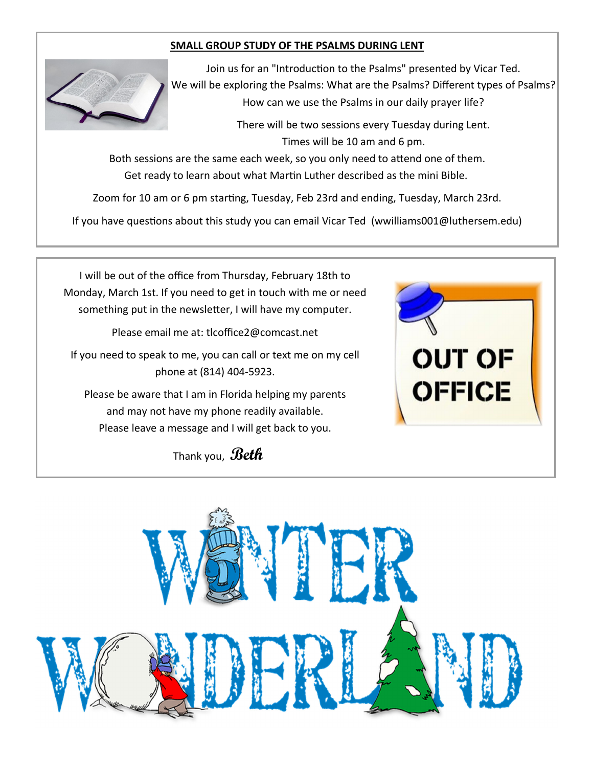## SMALL GROUP STUDY OF THE PSALMS DURING LENT

Join us for an "Introduction to the Psalms" presented by Vicar Ted.
We will be exploring the Psalms: What are the Psalms? Different types of Psalms?
How can we use the Psalms in our daily prayer life?

There will be two sessions every Tuesday during Lent.
Times will be 10 am and 6 pm.
Both sessions are the same each week, so you only need to attend one of them.
Get ready to learn about what Martin Luther described as the mini Bible.

Zoom for 10 am or 6 pm starting, Tuesday, Feb 23rd and ending, Tuesday, March 23rd.

If you have questions about this study you can email Vicar Ted (wwilliams001@luthersem.edu)

---

I will be out of the office from Thursday, February 18th to Monday, March 1st. If you need to get in touch with me or need something put in the newsletter, I will have my computer.

Please email me at: tlcoffice2@comcast.net

If you need to speak to me, you can call or text me on my cell phone at (814) 404-5923.

Please be aware that I am in Florida helping my parents and may not have my phone readily available.
Please leave a message and I will get back to you.

Thank you, *Beth*

OUT OF OFFICE

WINTER WONDERLAND